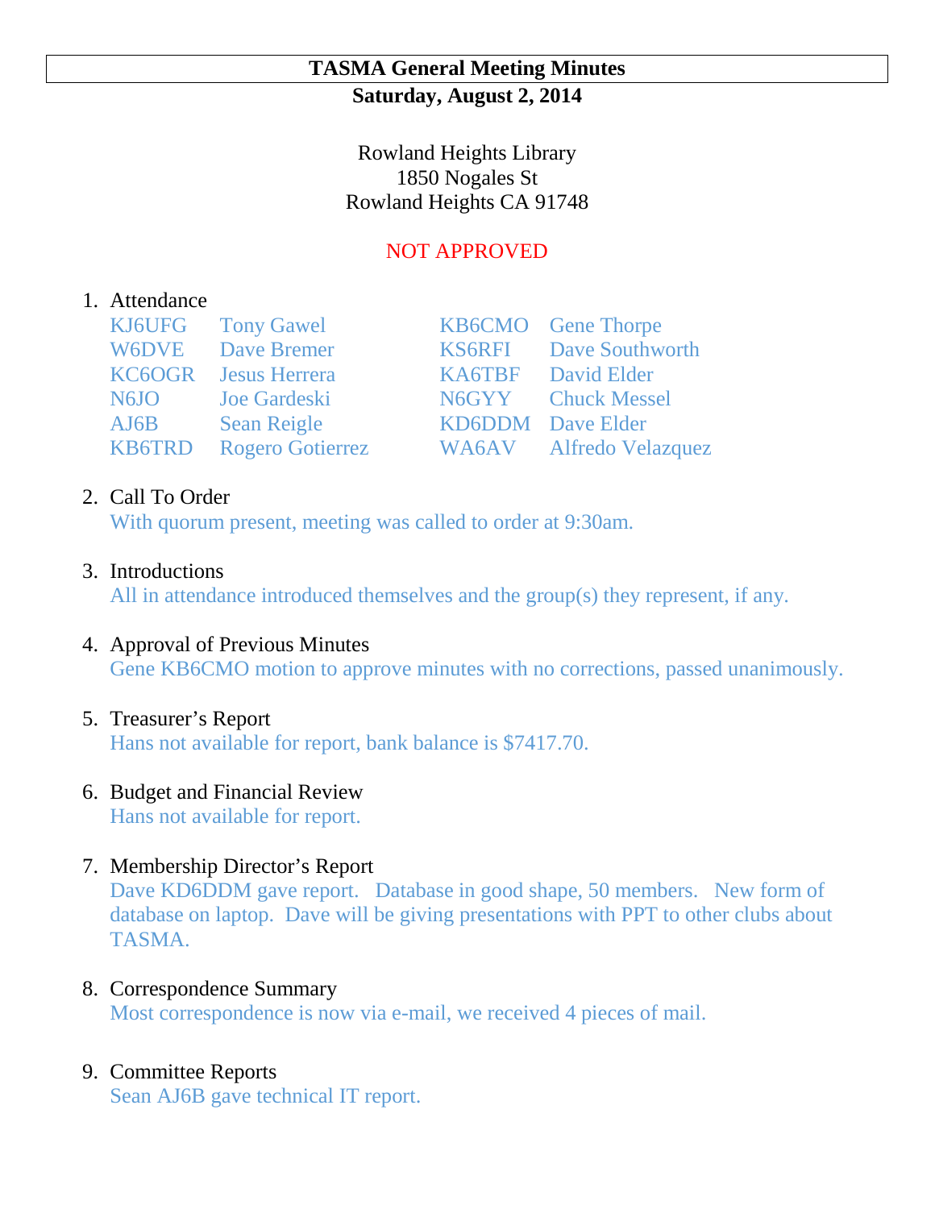# TASMA General Meeting Minutes

**Saturday, August 2, 2014**

Rowland Heights Library
1850 Nogales St
Rowland Heights CA 91748

NOT APPROVED

1. Attendance

| | | | |
|---|---|---|---|
| KJ6UFG | Tony Gawel | KB6CMO | Gene Thorpe |
| W6DVE | Dave Bremer | KS6RFI | Dave Southworth |
| KC6OGR | Jesus Herrera | KA6TBF | David Elder |
| N6JO | Joe Gardeski | N6GYY | Chuck Messel |
| AJ6B | Sean Reigle | KD6DDM | Dave Elder |
| KB6TRD | Rogero Gotierrez | WA6AV | Alfredo Velazquez |

2. Call To Order
   With quorum present, meeting was called to order at 9:30am.

3. Introductions
   All in attendance introduced themselves and the group(s) they represent, if any.

4. Approval of Previous Minutes
   Gene KB6CMO motion to approve minutes with no corrections, passed unanimously.

5. Treasurer's Report
   Hans not available for report, bank balance is $7417.70.

6. Budget and Financial Review
   Hans not available for report.

7. Membership Director's Report
   Dave KD6DDM gave report. Database in good shape, 50 members. New form of database on laptop. Dave will be giving presentations with PPT to other clubs about TASMA.

8. Correspondence Summary
   Most correspondence is now via e-mail, we received 4 pieces of mail.

9. Committee Reports
   Sean AJ6B gave technical IT report.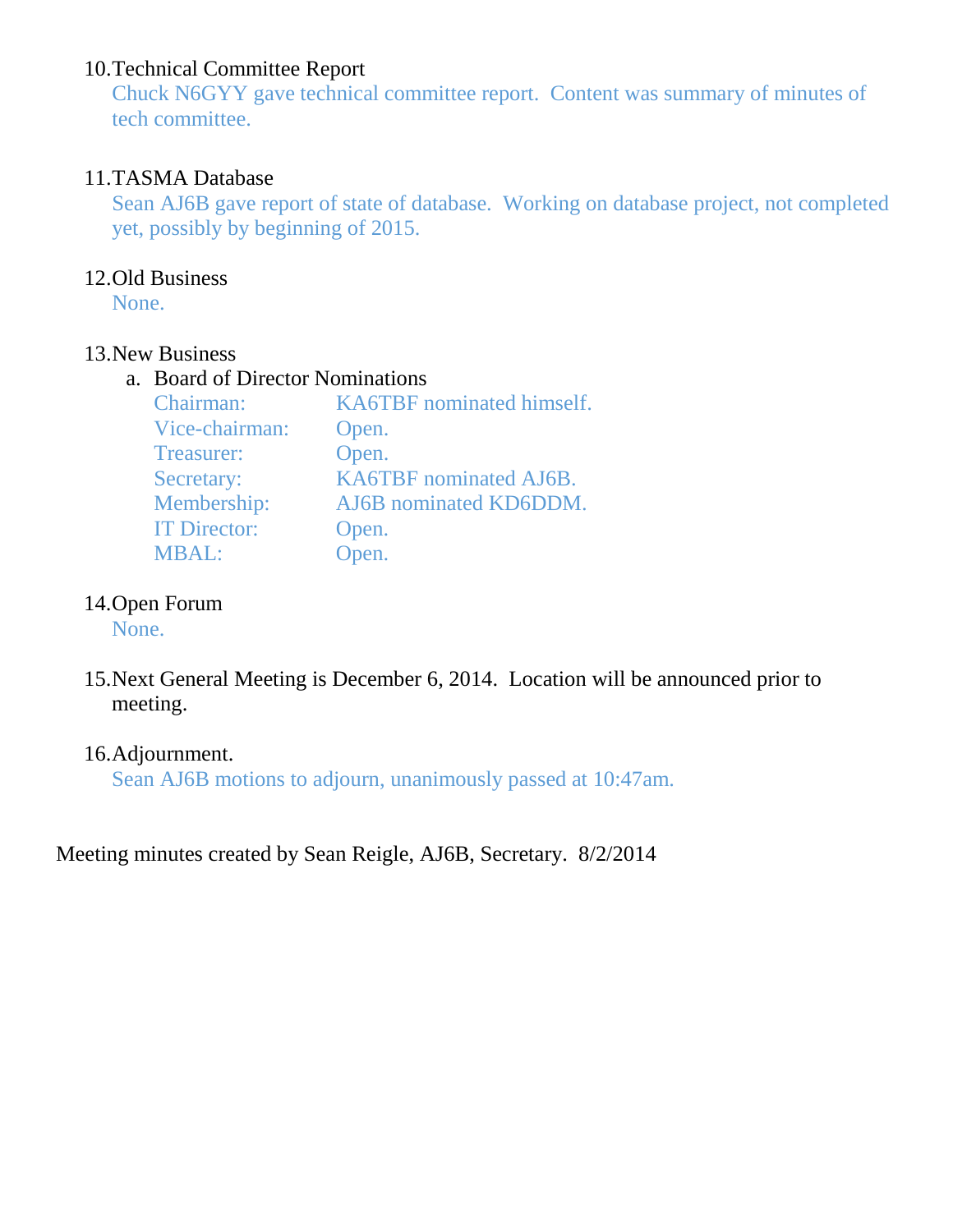10. Technical Committee Report
    Chuck N6GYY gave technical committee report. Content was summary of minutes of tech committee.

11. TASMA Database
    Sean AJ6B gave report of state of database. Working on database project, not completed yet, possibly by beginning of 2015.

12. Old Business
    None.

13. New Business
    a. Board of Director Nominations

| | |
|---|---|
| Chairman: | KA6TBF nominated himself. |
| Vice-chairman: | Open. |
| Treasurer: | Open. |
| Secretary: | KA6TBF nominated AJ6B. |
| Membership: | AJ6B nominated KD6DDM. |
| IT Director: | Open. |
| MBAL: | Open. |

14. Open Forum
    None.

15. Next General Meeting is December 6, 2014. Location will be announced prior to meeting.

16. Adjournment.
    Sean AJ6B motions to adjourn, unanimously passed at 10:47am.

Meeting minutes created by Sean Reigle, AJ6B, Secretary. 8/2/2014